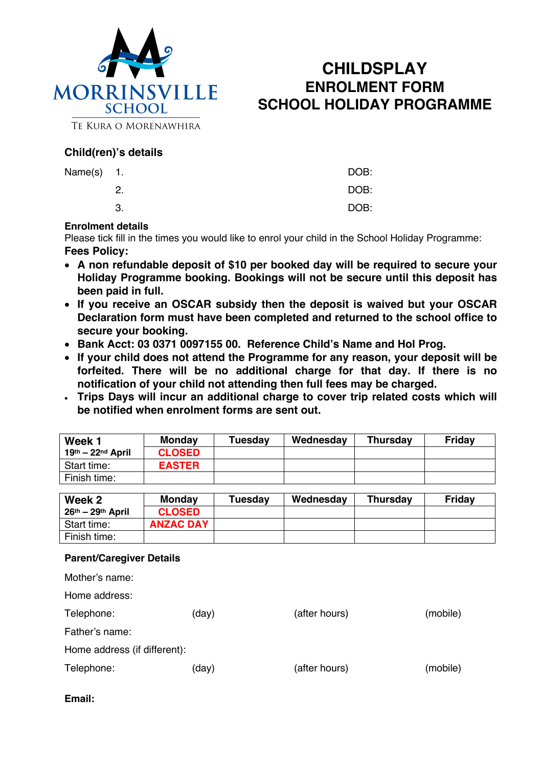MORRINSVILLE SCHOOL

TE KURA O MORENAWHIRA

# CHILDSPLAY
## ENROLMENT FORM
## SCHOOL HOLIDAY PROGRAMME

### Child(ren)'s details

Name(s) 1. DOB:

2. DOB:

3. DOB:

**Enrolment details**

Please tick fill in the times you would like to enrol your child in the School Holiday Programme:

**Fees Policy:**

- **A non refundable deposit of $10 per booked day will be required to secure your Holiday Programme booking. Bookings will not be secure until this deposit has been paid in full.**
- **If you receive an OSCAR subsidy then the deposit is waived but your OSCAR Declaration form must have been completed and returned to the school office to secure your booking.**
- **Bank Acct: 03 0371 0097155 00. Reference Child's Name and Hol Prog.**
- **If your child does not attend the Programme for any reason, your deposit will be forfeited. There will be no additional charge for that day. If there is no notification of your child not attending then full fees may be charged.**
- **Trips Days will incur an additional charge to cover trip related costs which will be notified when enrolment forms are sent out.**

| **Week 1** | **Monday** | **Tuesday** | **Wednesday** | **Thursday** | **Friday** |
|---|---|---|---|---|---|
| **19th – 22nd April** | **CLOSED** | | | | |
| Start time: | **EASTER** | | | | |
| Finish time: | | | | | |

| **Week 2** | **Monday** | **Tuesday** | **Wednesday** | **Thursday** | **Friday** |
|---|---|---|---|---|---|
| **26th – 29th April** | **CLOSED** | | | | |
| Start time: | **ANZAC DAY** | | | | |
| Finish time: | | | | | |

### Parent/Caregiver Details

Mother's name:

Home address:

Telephone: (day) (after hours) (mobile)

Father's name:

Home address (if different):

Telephone: (day) (after hours) (mobile)

**Email:**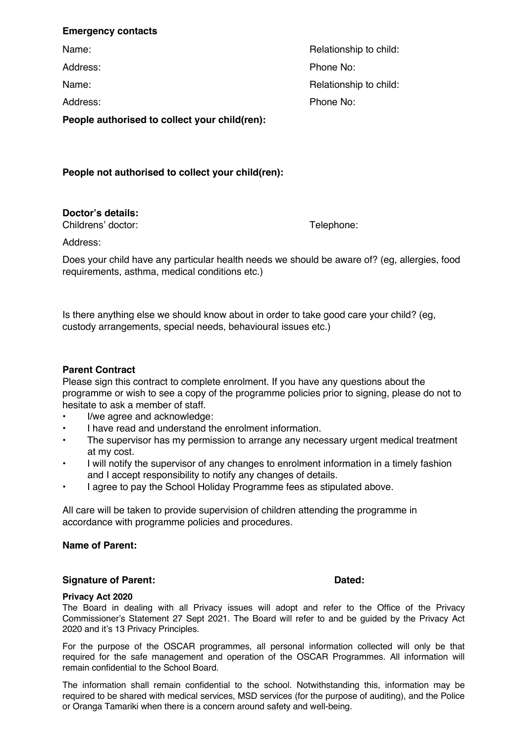**Emergency contacts**

Name: Relationship to child:

Address: Phone No:

Name: Relationship to child:

Address: Phone No:

**People authorised to collect your child(ren):**

**People not authorised to collect your child(ren):**

**Doctor's details:**

Childrens' doctor: Telephone:

Address:

Does your child have any particular health needs we should be aware of? (eg, allergies, food requirements, asthma, medical conditions etc.)

Is there anything else we should know about in order to take good care your child? (eg, custody arrangements, special needs, behavioural issues etc.)

**Parent Contract**

Please sign this contract to complete enrolment. If you have any questions about the programme or wish to see a copy of the programme policies prior to signing, please do not to hesitate to ask a member of staff.

- I/we agree and acknowledge:
- I have read and understand the enrolment information.
- The supervisor has my permission to arrange any necessary urgent medical treatment at my cost.
- I will notify the supervisor of any changes to enrolment information in a timely fashion and I accept responsibility to notify any changes of details.
- I agree to pay the School Holiday Programme fees as stipulated above.

All care will be taken to provide supervision of children attending the programme in accordance with programme policies and procedures.

**Name of Parent:**

**Signature of Parent:** **Dated:**

**Privacy Act 2020**

The Board in dealing with all Privacy issues will adopt and refer to the Office of the Privacy Commissioner's Statement 27 Sept 2021. The Board will refer to and be guided by the Privacy Act 2020 and it's 13 Privacy Principles.

For the purpose of the OSCAR programmes, all personal information collected will only be that required for the safe management and operation of the OSCAR Programmes. All information will remain confidential to the School Board.

The information shall remain confidential to the school. Notwithstanding this, information may be required to be shared with medical services, MSD services (for the purpose of auditing), and the Police or Oranga Tamariki when there is a concern around safety and well-being.